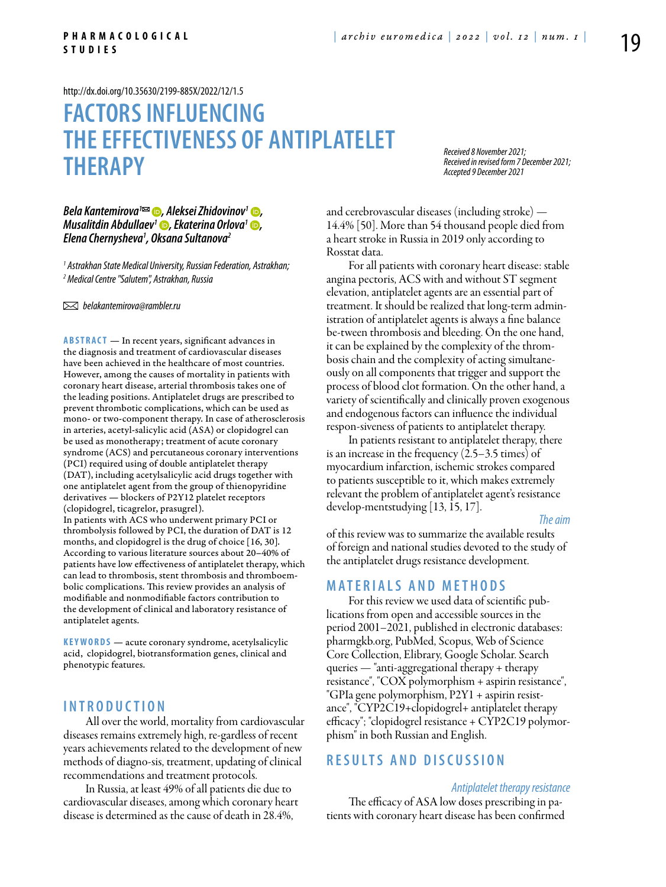http://dx.doi.org/10.35630/2199-885X/2022/12/1.5

# FACTORS INFLUENCING THE EFFECTIVENESS OF ANTIPLATELET THERAPY

*Received 8 November 2021; Received in revised form 7 December 2021; Accepted 9 December 2021*

***Bela Kantemirova[1]✉, Aleksei Zhidovinov[1], Musalitdin Abdullaev[1], Ekaterina Orlova[1], Elena Chernysheva[1], Oksana Sultanova[2]***

*[1] Astrakhan State Medical University, Russian Federation, Astrakhan;*
*[2] Medical Centre "Salutem", Astrakhan, Russia*

✉ *belakantemirova@rambler.ru*

**ABSTRACT** — In recent years, significant advances in the diagnosis and treatment of cardiovascular diseases have been achieved in the healthcare of most countries. However, among the causes of mortality in patients with coronary heart disease, arterial thrombosis takes one of the leading positions. Antiplatelet drugs are prescribed to prevent thrombotic complications, which can be used as mono- or two-component therapy. In case of atherosclerosis in arteries, acetyl-salicylic acid (ASA) or clopidogrel can be used as monotherapy; treatment of acute coronary syndrome (ACS) and percutaneous coronary interventions (PCI) required using of double antiplatelet therapy (DAT), including acetylsalicylic acid drugs together with one antiplatelet agent from the group of thienopyridine derivatives — blockers of P2Y12 platelet receptors (clopidogrel, ticagrelor, prasugrel).
In patients with ACS who underwent primary PCI or thrombolysis followed by PCI, the duration of DAT is 12 months, and clopidogrel is the drug of choice [16, 30]. According to various literature sources about 20–40% of patients have low effectiveness of antiplatelet therapy, which can lead to thrombosis, stent thrombosis and thromboembolic complications. This review provides an analysis of modifiable and nonmodifiable factors contribution to the development of clinical and laboratory resistance of antiplatelet agents.

**KEYWORDS** — acute coronary syndrome, acetylsalicylic acid, clopidogrel, biotransformation genes, clinical and phenotypic features.

## INTRODUCTION

All over the world, mortality from cardiovascular diseases remains extremely high, re-gardless of recent years achievements related to the development of new methods of diagno-sis, treatment, updating of clinical recommendations and treatment protocols.

In Russia, at least 49% of all patients die due to cardiovascular diseases, among which coronary heart disease is determined as the cause of death in 28.4%, and cerebrovascular diseases (including stroke) — 14.4% [50]. More than 54 thousand people died from a heart stroke in Russia in 2019 only according to Rosstat data.

For all patients with coronary heart disease: stable angina pectoris, ACS with and without ST segment elevation, antiplatelet agents are an essential part of treatment. It should be realized that long-term administration of antiplatelet agents is always a fine balance be-tween thrombosis and bleeding. On the one hand, it can be explained by the complexity of the thrombosis chain and the complexity of acting simultaneously on all components that trigger and support the process of blood clot formation. On the other hand, a variety of scientifically and clinically proven exogenous and endogenous factors can influence the individual respon-siveness of patients to antiplatelet therapy.

In patients resistant to antiplatelet therapy, there is an increase in the frequency (2.5–3.5 times) of myocardium infarction, ischemic strokes compared to patients susceptible to it, which makes extremely relevant the problem of antiplatelet agent's resistance develop-mentstudying [13, 15, 17].

*The aim* of this review was to summarize the available results of foreign and national studies devoted to the study of the antiplatelet drugs resistance development.

## MATERIALS AND METHODS

For this review we used data of scientific publications from open and accessible sources in the period 2001–2021, published in electronic databases: pharmgkb.org, PubMed, Scopus, Web of Science Core Collection, Elibrary, Google Scholar. Search queries — "anti-aggregational therapy + therapy resistance", "COX polymorphism + aspirin resistance", "GPIa gene polymorphism, P2Y1 + aspirin resistance", "CYP2C19+clopidogrel+ antiplatelet therapy efficacy"; "clopidogrel resistance + CYP2C19 polymorphism" in both Russian and English.

## RESULTS AND DISCUSSION

### *Antiplatelet therapy resistance*

The efficacy of ASA low doses prescribing in patients with coronary heart disease has been confirmed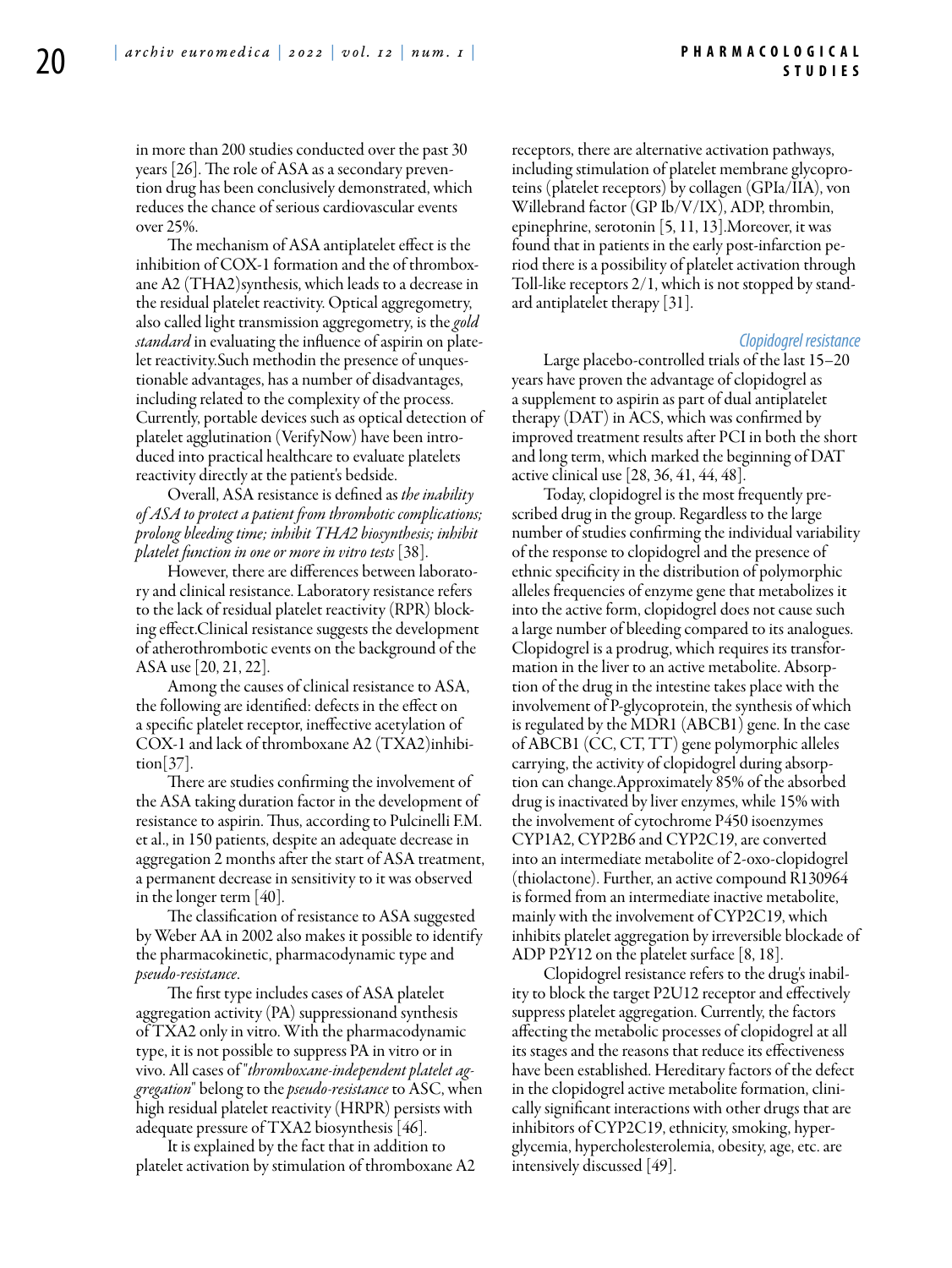in more than 200 studies conducted over the past 30 years [26]. The role of ASA as a secondary prevention drug has been conclusively demonstrated, which reduces the chance of serious cardiovascular events over 25%.

The mechanism of ASA antiplatelet effect is the inhibition of COX-1 formation and the of thromboxane A2 (THA2)synthesis, which leads to a decrease in the residual platelet reactivity. Optical aggregometry, also called light transmission aggregometry, is the *gold standard* in evaluating the influence of aspirin on platelet reactivity.Such methodin the presence of unquestionable advantages, has a number of disadvantages, including related to the complexity of the process. Currently, portable devices such as optical detection of platelet agglutination (VerifyNow) have been introduced into practical healthcare to evaluate platelets reactivity directly at the patient's bedside.

Overall, ASA resistance is defined as *the inability of ASA to protect a patient from thrombotic complications; prolong bleeding time; inhibit THA2 biosynthesis; inhibit platelet function in one or more in vitro tests* [38].

However, there are differences between laboratory and clinical resistance. Laboratory resistance refers to the lack of residual platelet reactivity (RPR) blocking effect.Clinical resistance suggests the development of atherothrombotic events on the background of the ASA use [20, 21, 22].

Among the causes of clinical resistance to ASA, the following are identified: defects in the effect on a specific platelet receptor, ineffective acetylation of COX-1 and lack of thromboxane A2 (TXA2)inhibition[37].

There are studies confirming the involvement of the ASA taking duration factor in the development of resistance to aspirin. Thus, according to Pulcinelli F.M. et al., in 150 patients, despite an adequate decrease in aggregation 2 months after the start of ASA treatment, a permanent decrease in sensitivity to it was observed in the longer term [40].

The classification of resistance to ASA suggested by Weber AA in 2002 also makes it possible to identify the pharmacokinetic, pharmacodynamic type and *pseudo-resistance*.

The first type includes cases of ASA platelet aggregation activity (PA) suppressionand synthesis of TXA2 only in vitro. With the pharmacodynamic type, it is not possible to suppress PA in vitro or in vivo. All cases of "*thromboxane-independent platelet aggregation*" belong to the *pseudo-resistance* to ASC, when high residual platelet reactivity (HRPR) persists with adequate pressure of TXA2 biosynthesis [46].

It is explained by the fact that in addition to platelet activation by stimulation of thromboxane A2 receptors, there are alternative activation pathways, including stimulation of platelet membrane glycoproteins (platelet receptors) by collagen (GPIa/IIA), von Willebrand factor (GP Ib/V/IX), ADP, thrombin, epinephrine, serotonin [5, 11, 13].Moreover, it was found that in patients in the early post-infarction period there is a possibility of platelet activation through Toll-like receptors 2/1, which is not stopped by standard antiplatelet therapy [31].

### *Clopidogrel resistance*

Large placebo-controlled trials of the last 15–20 years have proven the advantage of clopidogrel as a supplement to aspirin as part of dual antiplatelet therapy (DAT) in ACS, which was confirmed by improved treatment results after PCI in both the short and long term, which marked the beginning of DAT active clinical use [28, 36, 41, 44, 48].

Today, clopidogrel is the most frequently prescribed drug in the group. Regardless to the large number of studies confirming the individual variability of the response to clopidogrel and the presence of ethnic specificity in the distribution of polymorphic alleles frequencies of enzyme gene that metabolizes it into the active form, clopidogrel does not cause such a large number of bleeding compared to its analogues. Clopidogrel is a prodrug, which requires its transformation in the liver to an active metabolite. Absorption of the drug in the intestine takes place with the involvement of P-glycoprotein, the synthesis of which is regulated by the MDR1 (ABCB1) gene. In the case of ABCB1 (CC, CT, TT) gene polymorphic alleles carrying, the activity of clopidogrel during absorption can change.Approximately 85% of the absorbed drug is inactivated by liver enzymes, while 15% with the involvement of cytochrome P450 isoenzymes CYP1A2, CYP2B6 and CYP2C19, are converted into an intermediate metabolite of 2-oxo-clopidogrel (thiolactone). Further, an active compound R130964 is formed from an intermediate inactive metabolite, mainly with the involvement of CYP2C19, which inhibits platelet aggregation by irreversible blockade of ADP P2Y12 on the platelet surface [8, 18].

Clopidogrel resistance refers to the drug's inability to block the target P2U12 receptor and effectively suppress platelet aggregation. Currently, the factors affecting the metabolic processes of clopidogrel at all its stages and the reasons that reduce its effectiveness have been established. Hereditary factors of the defect in the clopidogrel active metabolite formation, clinically significant interactions with other drugs that are inhibitors of CYP2C19, ethnicity, smoking, hyperglycemia, hypercholesterolemia, obesity, age, etc. are intensively discussed [49].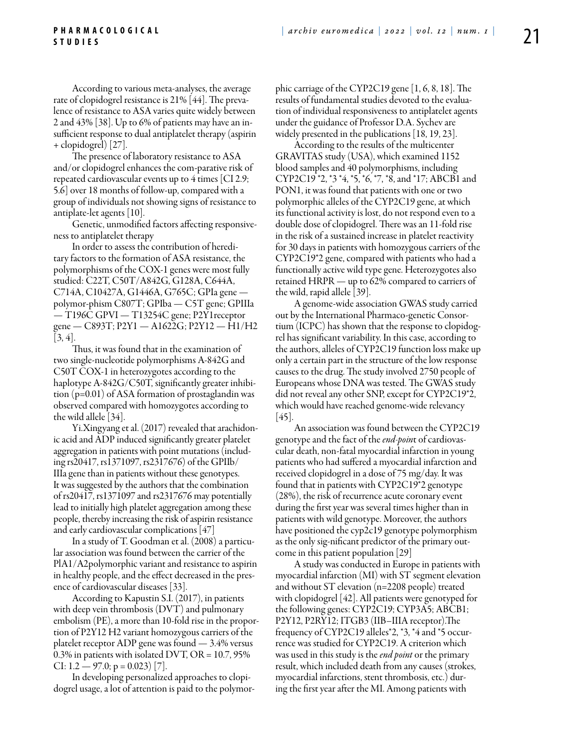According to various meta-analyses, the average rate of clopidogrel resistance is 21% [44]. The prevalence of resistance to ASA varies quite widely between 2 and 43% [38]. Up to 6% of patients may have an insufficient response to dual antiplatelet therapy (aspirin + clopidogrel) [27].

The presence of laboratory resistance to ASA and/or clopidogrel enhances the com-parative risk of repeated cardiovascular events up to 4 times [CI 2.9; 5.6] over 18 months of follow-up, compared with a group of individuals not showing signs of resistance to antiplate-let agents [10].

Genetic, unmodified factors affecting responsiveness to antiplatelet therapy

In order to assess the contribution of hereditary factors to the formation of ASA resistance, the polymorphisms of the COX-1 genes were most fully studied: C22T, C50T/A842G, G128A, C644A, C714A, C10427A, G1446A, G765C; GPIa gene — polymor-phism C807T; GPIba — C5T gene; GPIIIa — T196C GPVI — T13254C gene; P2Y1receptor gene — C893T; P2Y1 — A1622G; P2Y12 — H1/H2 [3, 4].

Thus, it was found that in the examination of two single-nucleotide polymorphisms A-842G and C50T COX-1 in heterozygotes according to the haplotype A-842G/C50T, significantly greater inhibition (p=0.01) of ASA formation of prostaglandin was observed compared with homozygotes according to the wild allele [34].

Yi.Xingyang et al. (2017) revealed that arachidonic acid and ADP induced significantly greater platelet aggregation in patients with point mutations (including rs20417, rs1371097, rs2317676) of the GPIIb/IIIa gene than in patients without these genotypes. It was suggested by the authors that the combination of rs20417, rs1371097 and rs2317676 may potentially lead to initially high platelet aggregation among these people, thereby increasing the risk of aspirin resistance and early cardiovascular complications [47]

In a study of T. Goodman et al. (2008) a particular association was found between the carrier of the PlA1/A2polymorphic variant and resistance to aspirin in healthy people, and the effect decreased in the presence of cardiovascular diseases [33].

According to Kapustin S.I. (2017), in patients with deep vein thrombosis (DVT) and pulmonary embolism (PE), a more than 10-fold rise in the proportion of P2Y12 H2 variant homozygous carriers of the platelet receptor ADP gene was found — 3.4% versus 0.3% in patients with isolated DVT, OR = 10.7, 95% CI: 1.2 — 97.0; p = 0.023) [7].

In developing personalized approaches to clopidogrel usage, a lot of attention is paid to the polymorphic carriage of the CYP2C19 gene [1, 6, 8, 18]. The results of fundamental studies devoted to the evaluation of individual responsiveness to antiplatelet agents under the guidance of Professor D.A. Sychev are widely presented in the publications [18, 19, 23].

According to the results of the multicenter GRAVITAS study (USA), which examined 1152 blood samples and 40 polymorphisms, including CYP2C19 *2, *3 *4, *5, *6, *7, *8, and *17; ABCB1 and PON1, it was found that patients with one or two polymorphic alleles of the CYP2C19 gene, at which its functional activity is lost, do not respond even to a double dose of clopidogrel. There was an 11-fold rise in the risk of a sustained increase in platelet reactivity for 30 days in patients with homozygous carriers of the CYP2C19*2 gene, compared with patients who had a functionally active wild type gene. Heterozygotes also retained HRPR — up to 62% compared to carriers of the wild, rapid allele [39].

A genome-wide association GWAS study carried out by the International Pharmaco-genetic Consortium (ICPC) has shown that the response to clopidogrel has significant variability. In this case, according to the authors, alleles of CYP2C19 function loss make up only a certain part in the structure of the low response causes to the drug. The study involved 2750 people of Europeans whose DNA was tested. The GWAS study did not reveal any other SNP, except for CYP2C19*2, which would have reached genome-wide relevancy [45].

An association was found between the CYP2C19 genotype and the fact of the *end-point* of cardiovascular death, non-fatal myocardial infarction in young patients who had suffered a myocardial infarction and received clopidogrel in a dose of 75 mg/day. It was found that in patients with CYP2C19*2 genotype (28%), the risk of recurrence acute coronary event during the first year was several times higher than in patients with wild genotype. Moreover, the authors have positioned the cyp2c19 genotype polymorphism as the only sig-nificant predictor of the primary outcome in this patient population [29]

A study was conducted in Europe in patients with myocardial infarction (MI) with ST segment elevation and without ST elevation (n=2208 people) treated with clopidogrel [42]. All patients were genotyped for the following genes: CYP2C19; CYP3A5; ABCB1; P2Y12, P2RY12; ITGB3 (IIB–IIIA receptor).The frequency of CYP2C19 alleles*2, *3, *4 and *5 occurrence was studied for CYP2C19. A criterion which was used in this study is the *end point* or the primary result, which included death from any causes (strokes, myocardial infarctions, stent thrombosis, etc.) during the first year after the MI. Among patients with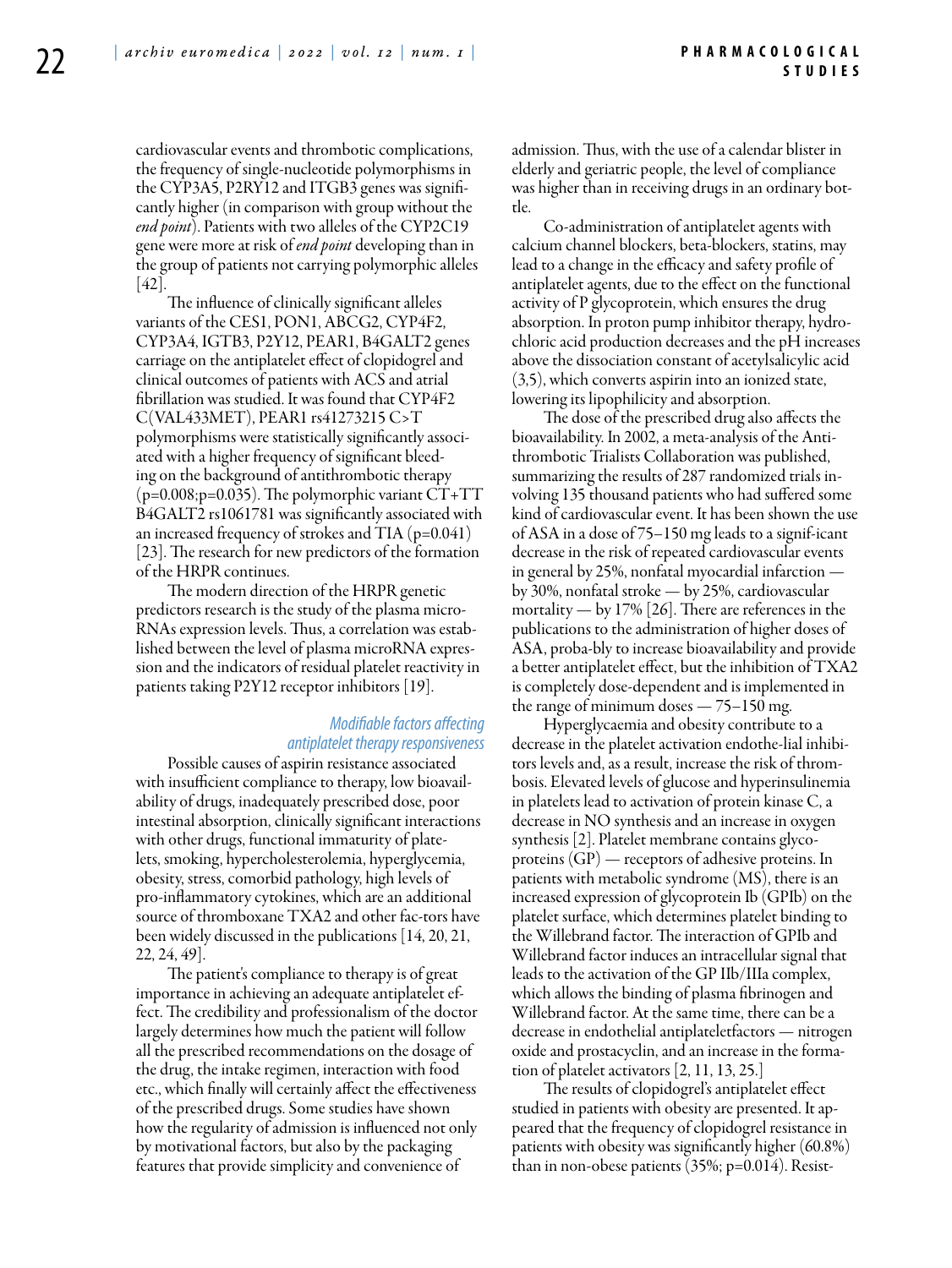cardiovascular events and thrombotic complications, the frequency of single-nucleotide polymorphisms in the CYP3A5, P2RY12 and ITGB3 genes was significantly higher (in comparison with group without the *end point*). Patients with two alleles of the CYP2C19 gene were more at risk of *end point* developing than in the group of patients not carrying polymorphic alleles [42].

The influence of clinically significant alleles variants of the CES1, PON1, ABCG2, CYP4F2, CYP3A4, IGTB3, P2Y12, PEAR1, B4GALT2 genes carriage on the antiplatelet effect of clopidogrel and clinical outcomes of patients with ACS and atrial fibrillation was studied. It was found that CYP4F2 C(VAL433MET), PEAR1 rs41273215 C>T polymorphisms were statistically significantly associated with a higher frequency of significant bleeding on the background of antithrombotic therapy ($p=0.008;p=0.035$). The polymorphic variant CT+TT B4GALT2 rs1061781 was significantly associated with an increased frequency of strokes and TIA ($p=0.041$) [23]. The research for new predictors of the formation of the HRPR continues.

The modern direction of the HRPR genetic predictors research is the study of the plasma microRNAs expression levels. Thus, a correlation was established between the level of plasma microRNA expression and the indicators of residual platelet reactivity in patients taking P2Y12 receptor inhibitors [19].

### Modifiable factors affecting antiplatelet therapy responsiveness

Possible causes of aspirin resistance associated with insufficient compliance to therapy, low bioavailability of drugs, inadequately prescribed dose, poor intestinal absorption, clinically significant interactions with other drugs, functional immaturity of platelets, smoking, hypercholesterolemia, hyperglycemia, obesity, stress, comorbid pathology, high levels of pro-inflammatory cytokines, which are an additional source of thromboxane TXA2 and other fac-tors have been widely discussed in the publications [14, 20, 21, 22, 24, 49].

The patient's compliance to therapy is of great importance in achieving an adequate antiplatelet effect. The credibility and professionalism of the doctor largely determines how much the patient will follow all the prescribed recommendations on the dosage of the drug, the intake regimen, interaction with food etc., which finally will certainly affect the effectiveness of the prescribed drugs. Some studies have shown how the regularity of admission is influenced not only by motivational factors, but also by the packaging features that provide simplicity and convenience of admission. Thus, with the use of a calendar blister in elderly and geriatric people, the level of compliance was higher than in receiving drugs in an ordinary bottle.

Co-administration of antiplatelet agents with calcium channel blockers, beta-blockers, statins, may lead to a change in the efficacy and safety profile of antiplatelet agents, due to the effect on the functional activity of P glycoprotein, which ensures the drug absorption. In proton pump inhibitor therapy, hydrochloric acid production decreases and the pH increases above the dissociation constant of acetylsalicylic acid (3,5), which converts aspirin into an ionized state, lowering its lipophilicity and absorption.

The dose of the prescribed drug also affects the bioavailability. In 2002, a meta-analysis of the Antithrombotic Trialists Collaboration was published, summarizing the results of 287 randomized trials involving 135 thousand patients who had suffered some kind of cardiovascular event. It has been shown the use of ASA in a dose of 75–150 mg leads to a signif-icant decrease in the risk of repeated cardiovascular events in general by 25%, nonfatal myocardial infarction — by 30%, nonfatal stroke — by 25%, cardiovascular mortality — by 17% [26]. There are references in the publications to the administration of higher doses of ASA, proba-bly to increase bioavailability and provide a better antiplatelet effect, but the inhibition of TXA2 is completely dose-dependent and is implemented in the range of minimum doses — 75–150 mg.

Hyperglycaemia and obesity contribute to a decrease in the platelet activation endothe-lial inhibitors levels and, as a result, increase the risk of thrombosis. Elevated levels of glucose and hyperinsulinemia in platelets lead to activation of protein kinase C, a decrease in NO synthesis and an increase in oxygen synthesis [2]. Platelet membrane contains glycoproteins (GP) — receptors of adhesive proteins. In patients with metabolic syndrome (MS), there is an increased expression of glycoprotein Ib (GPIb) on the platelet surface, which determines platelet binding to the Willebrand factor. The interaction of GPIb and Willebrand factor induces an intracellular signal that leads to the activation of the GP IIb/IIIa complex, which allows the binding of plasma fibrinogen and Willebrand factor. At the same time, there can be a decrease in endothelial antiplateletfactors — nitrogen oxide and prostacyclin, and an increase in the formation of platelet activators [2, 11, 13, 25.]

The results of clopidogrel's antiplatelet effect studied in patients with obesity are presented. It appeared that the frequency of clopidogrel resistance in patients with obesity was significantly higher (60.8%) than in non-obese patients (35%; $p=0.014$). Resist-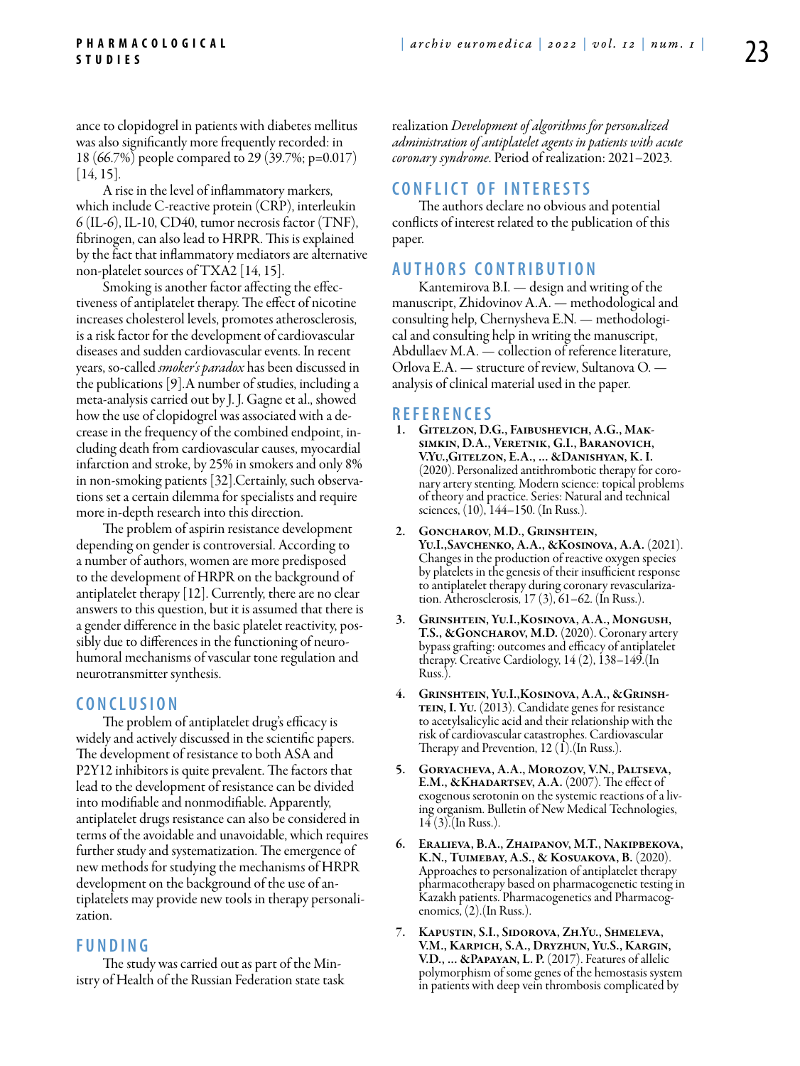ance to clopidogrel in patients with diabetes mellitus was also significantly more frequently recorded: in 18 (66.7%) people compared to 29 (39.7%; p=0.017) [14, 15].

A rise in the level of inflammatory markers, which include C-reactive protein (CRP), interleukin 6 (IL-6), IL-10, CD40, tumor necrosis factor (TNF), fibrinogen, can also lead to HRPR. This is explained by the fact that inflammatory mediators are alternative non-platelet sources of TXA2 [14, 15].

Smoking is another factor affecting the effectiveness of antiplatelet therapy. The effect of nicotine increases cholesterol levels, promotes atherosclerosis, is a risk factor for the development of cardiovascular diseases and sudden cardiovascular events. In recent years, so-called *smoker's paradox* has been discussed in the publications [9].A number of studies, including a meta-analysis carried out by J. J. Gagne et al., showed how the use of clopidogrel was associated with a decrease in the frequency of the combined endpoint, including death from cardiovascular causes, myocardial infarction and stroke, by 25% in smokers and only 8% in non-smoking patients [32].Certainly, such observations set a certain dilemma for specialists and require more in-depth research into this direction.

The problem of aspirin resistance development depending on gender is controversial. According to a number of authors, women are more predisposed to the development of HRPR on the background of antiplatelet therapy [12]. Currently, there are no clear answers to this question, but it is assumed that there is a gender difference in the basic platelet reactivity, possibly due to differences in the functioning of neurohumoral mechanisms of vascular tone regulation and neurotransmitter synthesis.

## CONCLUSION

The problem of antiplatelet drug's efficacy is widely and actively discussed in the scientific papers. The development of resistance to both ASA and P2Y12 inhibitors is quite prevalent. The factors that lead to the development of resistance can be divided into modifiable and nonmodifiable. Apparently, antiplatelet drugs resistance can also be considered in terms of the avoidable and unavoidable, which requires further study and systematization. The emergence of new methods for studying the mechanisms of HRPR development on the background of the use of antiplatelets may provide new tools in therapy personalization.

## FUNDING

The study was carried out as part of the Ministry of Health of the Russian Federation state task realization *Development of algorithms for personalized administration of antiplatelet agents in patients with acute coronary syndrome*. Period of realization: 2021–2023.

## CONFLICT OF INTERESTS

The authors declare no obvious and potential conflicts of interest related to the publication of this paper.

## AUTHORS CONTRIBUTION

Kantemirova B.I. — design and writing of the manuscript, Zhidovinov A.A. — methodological and consulting help, Chernysheva E.N. — methodological and consulting help in writing the manuscript, Abdullaev M.A. — collection of reference literature, Orlova E.A. — structure of review, Sultanova O. — analysis of clinical material used in the paper.

## REFERENCES

1. **Gitelzon, D.G., Faibushevich, A.G., Maksimkin, D.A., Veretnik, G.I., Baranovich, V.Yu.,Gitelzon, E.A., ... &Danishyan, K. I.** (2020). Personalized antithrombotic therapy for coronary artery stenting. Modern science: topical problems of theory and practice. Series: Natural and technical sciences, (10), 144–150. (In Russ.).
2. **Goncharov, M.D., Grinshtein, Yu.I.,Savchenko, A.A., &Kosinova, A.A.** (2021). Changes in the production of reactive oxygen species by platelets in the genesis of their insufficient response to antiplatelet therapy during coronary revascularization. Atherosclerosis, 17 (3), 61–62. (In Russ.).
3. **Grinshtein, Yu.I.,Kosinova, A.A., Mongush, T.S., &Goncharov, M.D.** (2020). Coronary artery bypass grafting: outcomes and efficacy of antiplatelet therapy. Creative Cardiology, 14 (2), 138–149.(In Russ.).
4. **Grinshtein, Yu.I.,Kosinova, A.A., &Grinshtein, I. Yu.** (2013). Candidate genes for resistance to acetylsalicylic acid and their relationship with the risk of cardiovascular catastrophes. Cardiovascular Therapy and Prevention, 12 (1).(In Russ.).
5. **Goryacheva, A.A., Morozov, V.N., Paltseva, E.M., &Khadartsev, A.A.** (2007). The effect of exogenous serotonin on the systemic reactions of a living organism. Bulletin of New Medical Technologies, 14 (3).(In Russ.).
6. **Eralieva, B.A., Zhaipanov, M.T., Nakipbekova, K.N., Tuimebay, A.S., & Kosuakova, B.** (2020). Approaches to personalization of antiplatelet therapy pharmacotherapy based on pharmacogenetic testing in Kazakh patients. Pharmacogenetics and Pharmacogenomics, (2).(In Russ.).
7. **Kapustin, S.I., Sidorova, Zh.Yu., Shmeleva, V.M., Karpich, S.A., Dryzhun, Yu.S., Kargin, V.D., ... &Papayan, L. P.** (2017). Features of allelic polymorphism of some genes of the hemostasis system in patients with deep vein thrombosis complicated by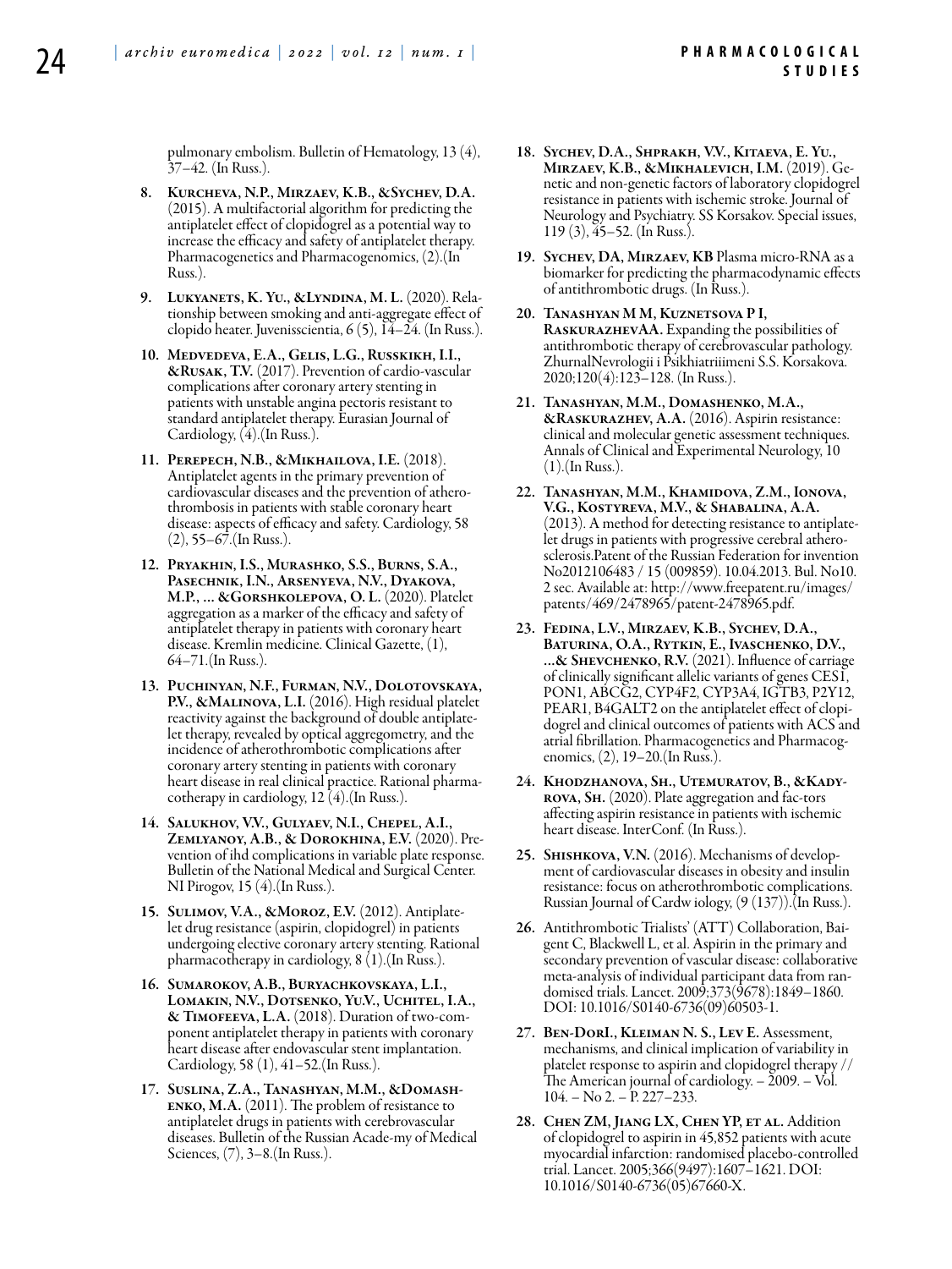pulmonary embolism. Bulletin of Hematology, 13 (4), 37–42. (In Russ.).

8. **Kurcheva, N.P., Mirzaev, K.B., &Sychev, D.A.** (2015). A multifactorial algorithm for predicting the antiplatelet effect of clopidogrel as a potential way to increase the efficacy and safety of antiplatelet therapy. Pharmacogenetics and Pharmacogenomics, (2).(In Russ.).
9. **Lukyanets, K. Yu., &Lyndina, M. L.** (2020). Relationship between smoking and anti-aggregate effect of clopido heater. Juvenisscientia, 6 (5), 14–24. (In Russ.).
10. **Medvedeva, E.A., Gelis, L.G., Russkikh, I.I., &Rusak, T.V.** (2017). Prevention of cardio-vascular complications after coronary artery stenting in patients with unstable angina pectoris resistant to standard antiplatelet therapy. Eurasian Journal of Cardiology, (4).(In Russ.).
11. **Perepech, N.B., &Mikhailova, I.E.** (2018). Antiplatelet agents in the primary prevention of cardiovascular diseases and the prevention of atherothrombosis in patients with stable coronary heart disease: aspects of efficacy and safety. Cardiology, 58 (2), 55–67.(In Russ.).
12. **Pryakhin, I.S., Murashko, S.S., Burns, S.A., Pasechnik, I.N., Arsenyeva, N.V., Dyakova, M.P., ... &Gorshkolepova, O. L.** (2020). Platelet aggregation as a marker of the efficacy and safety of antiplatelet therapy in patients with coronary heart disease. Kremlin medicine. Clinical Gazette, (1), 64–71.(In Russ.).
13. **Puchinyan, N.F., Furman, N.V., Dolotovskaya, P.V., &Malinova, L.I.** (2016). High residual platelet reactivity against the background of double antiplatelet therapy, revealed by optical aggregometry, and the incidence of atherothrombotic complications after coronary artery stenting in patients with coronary heart disease in real clinical practice. Rational pharmacotherapy in cardiology, 12 (4).(In Russ.).
14. **Salukhov, V.V., Gulyaev, N.I., Chepel, A.I., Zemlyanoy, A.B., & Dorokhina, E.V.** (2020). Prevention of ihd complications in variable plate response. Bulletin of the National Medical and Surgical Center. NI Pirogov, 15 (4).(In Russ.).
15. **Sulimov, V.A., &Moroz, E.V.** (2012). Antiplatelet drug resistance (aspirin, clopidogrel) in patients undergoing elective coronary artery stenting. Rational pharmacotherapy in cardiology, 8 (1).(In Russ.).
16. **Sumarokov, A.B., Buryachkovskaya, L.I., Lomakin, N.V., Dotsenko, Yu.V., Uchitel, I.A., & Timofeeva, L.A.** (2018). Duration of two-component antiplatelet therapy in patients with coronary heart disease after endovascular stent implantation. Cardiology, 58 (1), 41–52.(In Russ.).
17. **Suslina, Z.A., Tanashyan, M.M., &Domashenko, M.A.** (2011). The problem of resistance to antiplatelet drugs in patients with cerebrovascular diseases. Bulletin of the Russian Acade-my of Medical Sciences, (7), 3–8.(In Russ.).
18. **Sychev, D.A., Shprakh, V.V., Kitaeva, E. Yu., Mirzaev, K.B., &Mikhalevich, I.M.** (2019). Genetic and non-genetic factors of laboratory clopidogrel resistance in patients with ischemic stroke. Journal of Neurology and Psychiatry. SS Korsakov. Special issues, 119 (3), 45–52. (In Russ.).
19. **Sychev, DA, Mirzaev, KB** Plasma micro-RNA as a biomarker for predicting the pharmacodynamic effects of antithrombotic drugs. (In Russ.).
20. **Tanashyan M M, Kuznetsova P I, RaskurazhevAA.** Expanding the possibilities of antithrombotic therapy of cerebrovascular pathology. ZhurnalNevrologii i Psikhiatriiimeni S.S. Korsakova. 2020;120(4):123–128. (In Russ.).
21. **Tanashyan, M.M., Domashenko, M.A., &Raskurazhev, A.A.** (2016). Aspirin resistance: clinical and molecular genetic assessment techniques. Annals of Clinical and Experimental Neurology, 10 (1).(In Russ.).
22. **Tanashyan, M.M., Khamidova, Z.M., Ionova, V.G., Kostyreva, M.V., & Shabalina, A.A.** (2013). A method for detecting resistance to antiplatelet drugs in patients with progressive cerebral atherosclerosis.Patent of the Russian Federation for invention No2012106483 / 15 (009859). 10.04.2013. Bul. No10. 2 sec. Available at: http://www.freepatent.ru/images/patents/469/2478965/patent-2478965.pdf.
23. **Fedina, L.V., Mirzaev, K.B., Sychev, D.A., Baturina, O.A., Rytkin, E., Ivaschenko, D.V., ...& Shevchenko, R.V.** (2021). Influence of carriage of clinically significant allelic variants of genes CES1, PON1, ABCG2, CYP4F2, CYP3A4, IGTB3, P2Y12, PEAR1, B4GALT2 on the antiplatelet effect of clopidogrel and clinical outcomes of patients with ACS and atrial fibrillation. Pharmacogenetics and Pharmacogenomics, (2), 19–20.(In Russ.).
24. **Khodzhanova, Sh., Utemuratov, B., &Kadyrova, Sh.** (2020). Plate aggregation and fac-tors affecting aspirin resistance in patients with ischemic heart disease. InterConf. (In Russ.).
25. **Shishkova, V.N.** (2016). Mechanisms of development of cardiovascular diseases in obesity and insulin resistance: focus on atherothrombotic complications. Russian Journal of Cardw iology, (9 (137)).(In Russ.).
26. Antithrombotic Trialists' (ATT) Collaboration, Baigent C, Blackwell L, et al. Aspirin in the primary and secondary prevention of vascular disease: collaborative meta-analysis of individual participant data from randomised trials. Lancet. 2009;373(9678):1849–1860. DOI: 10.1016/S0140-6736(09)60503-1.
27. **Ben-DorI., Kleiman N. S., Lev E.** Assessment, mechanisms, and clinical implication of variability in platelet response to aspirin and clopidogrel therapy // The American journal of cardiology. – 2009. – Vol. 104. – No 2. – P. 227–233.
28. **Chen ZM, Jiang LX, Chen YP, et al.** Addition of clopidogrel to aspirin in 45,852 patients with acute myocardial infarction: randomised placebo-controlled trial. Lancet. 2005;366(9497):1607–1621. DOI: 10.1016/S0140-6736(05)67660-X.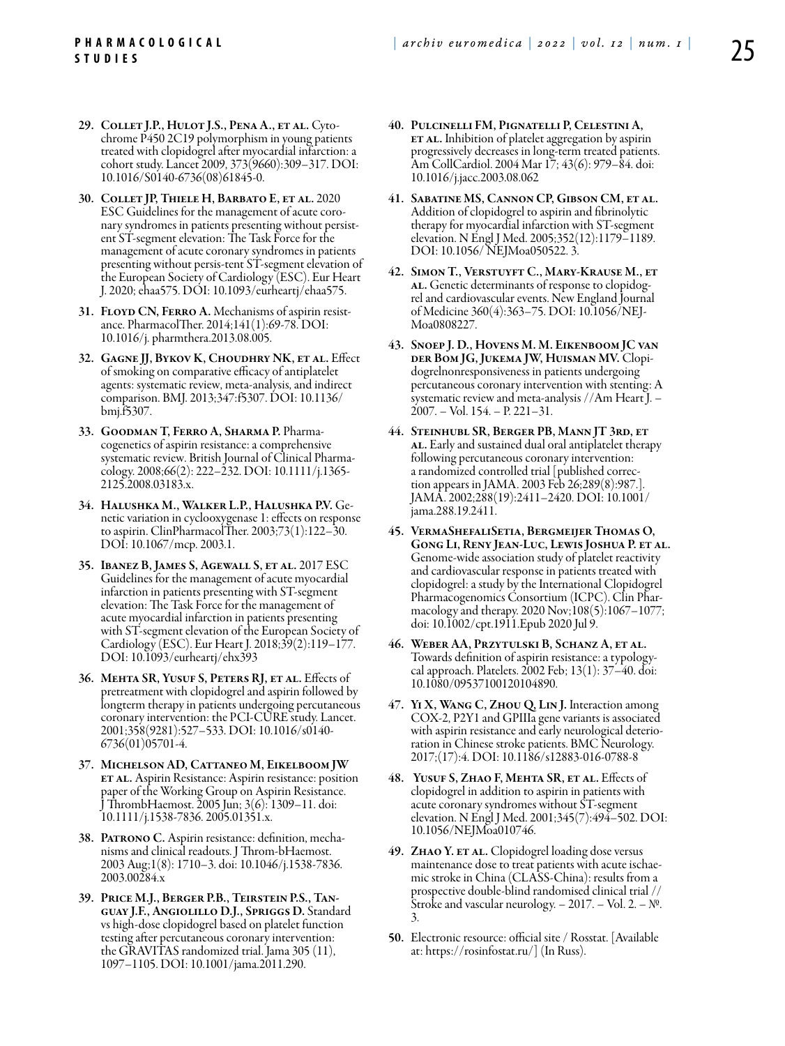29. **Collet J.P., Hulot J.S., Pena A., et al.** Cytochrome P450 2C19 polymorphism in young patients treated with clopidogrel after myocardial infarction: a cohort study. Lancet 2009, 373(9660):309–317. DOI: 10.1016/S0140-6736(08)61845-0.

30. **Collet JP, Thiele H, Barbato E, et al.** 2020 ESC Guidelines for the management of acute coronary syndromes in patients presenting without persistent ST-segment elevation: The Task Force for the management of acute coronary syndromes in patients presenting without persis-tent ST-segment elevation of the European Society of Cardiology (ESC). Eur Heart J. 2020; ehaa575. DOI: 10.1093/eurheartj/ehaa575.

31. **Floyd CN, Ferro A.** Mechanisms of aspirin resistance. PharmacolTher. 2014;141(1):69-78. DOI: 10.1016/j. pharmthera.2013.08.005.

32. **Gagne JJ, Bykov K, Choudhry NK, et al.** Effect of smoking on comparative efficacy of antiplatelet agents: systematic review, meta-analysis, and indirect comparison. BMJ. 2013;347:f5307. DOI: 10.1136/ bmj.f5307.

33. **Goodman T, Ferro A, Sharma P.** Pharmacogenetics of aspirin resistance: a comprehensive systematic review. British Journal of Clinical Pharmacology. 2008;66(2): 222–232. DOI: 10.1111/j.1365-2125.2008.03183.x.

34. **Halushka M., Walker L.P., Halushka P.V.** Genetic variation in cyclooxygenase 1: effects on response to aspirin. ClinPharmacolTher. 2003;73(1):122–30. DOI: 10.1067/mcp. 2003.1.

35. **Ibanez B, James S, Agewall S, et al.** 2017 ESC Guidelines for the management of acute myocardial infarction in patients presenting with ST-segment elevation: The Task Force for the management of acute myocardial infarction in patients presenting with ST-segment elevation of the European Society of Cardiology (ESC). Eur Heart J. 2018;39(2):119–177. DOI: 10.1093/eurheartj/ehx393

36. **Mehta SR, Yusuf S, Peters RJ, et al.** Effects of pretreatment with clopidogrel and aspirin followed by longterm therapy in patients undergoing percutaneous coronary intervention: the PCI-CURE study. Lancet. 2001;358(9281):527–533. DOI: 10.1016/s0140-6736(01)05701-4.

37. **Michelson AD, Cattaneo M, Eikelboom JW et al.** Aspirin Resistance: Aspirin resistance: position paper of the Working Group on Aspirin Resistance. J ThrombHaemost. 2005 Jun; 3(6): 1309–11. doi: 10.1111/j.1538-7836. 2005.01351.x.

38. **Patrono C.** Aspirin resistance: definition, mechanisms and clinical readouts. J Throm-bHaemost. 2003 Aug;1(8): 1710–3. doi: 10.1046/j.1538-7836. 2003.00284.x

39. **Price M.J., Berger P.B., Teirstein P.S., Tanguay J.F., Angiolillo D.J., Spriggs D.** Standard vs high-dose clopidogrel based on platelet function testing after percutaneous coronary intervention: the GRAVITAS randomized trial. Jama 305 (11), 1097–1105. DOI: 10.1001/jama.2011.290.

40. **Pulcinelli FM, Pignatelli P, Celestini A, et al.** Inhibition of platelet aggregation by aspirin progressively decreases in long-term treated patients. Am CollCardiol. 2004 Mar 17; 43(6): 979–84. doi: 10.1016/j.jacc.2003.08.062

41. **Sabatine MS, Cannon CP, Gibson CM, et al.** Addition of clopidogrel to aspirin and fibrinolytic therapy for myocardial infarction with ST-segment elevation. N Engl J Med. 2005;352(12):1179–1189. DOI: 10.1056/ NEJMoa050522. 3.

42. **Simon T., Verstuyft C., Mary-Krause M., et al.** Genetic determinants of response to clopidogrel and cardiovascular events. New England Journal of Medicine 360(4):363–75. DOI: 10.1056/NEJMoa0808227.

43. **Snoep J. D., Hovens M. M. Eikenboom JC van der Bom JG, Jukema JW, Huisman MV.** Clopidogrelnonresponsiveness in patients undergoing percutaneous coronary intervention with stenting: A systematic review and meta-analysis //Am Heart J. – 2007. – Vol. 154. – P. 221–31.

44. **Steinhubl SR, Berger PB, Mann JT 3rd, et al.** Early and sustained dual oral antiplatelet therapy following percutaneous coronary intervention: a randomized controlled trial [published correction appears in JAMA. 2003 Feb 26;289(8):987.]. JAMA. 2002;288(19):2411–2420. DOI: 10.1001/ jama.288.19.2411.

45. **VermaShefaliSetia, Bergmeijer Thomas O, Gong Li, Reny Jean-Luc, Lewis Joshua P. et al.** Genome-wide association study of platelet reactivity and cardiovascular response in patients treated with clopidogrel: a study by the International Clopidogrel Pharmacogenomics Consortium (ICPC). Clin Pharmacology and therapy. 2020 Nov;108(5):1067–1077; doi: 10.1002/cpt.1911.Epub 2020 Jul 9.

46. **Weber AA, Przytulski B, Schanz A, et al.** Towards definition of aspirin resistance: a typologycal approach. Platelets. 2002 Feb; 13(1): 37–40. doi: 10.1080/09537100120104890.

47. **Yi X, Wang C, Zhou Q, Lin J.** Interaction among COX-2, P2Y1 and GPIIIa gene variants is associated with aspirin resistance and early neurological deterioration in Chinese stroke patients. BMC Neurology. 2017;(17):4. DOI: 10.1186/s12883-016-0788-8

48. **Yusuf S, Zhao F, Mehta SR, et al.** Effects of clopidogrel in addition to aspirin in patients with acute coronary syndromes without ST-segment elevation. N Engl J Med. 2001;345(7):494–502. DOI: 10.1056/NEJMoa010746.

49. **Zhao Y. et al.** Clopidogrel loading dose versus maintenance dose to treat patients with acute ischaemic stroke in China (CLASS-China): results from a prospective double-blind randomised clinical trial // Stroke and vascular neurology. – 2017. – Vol. 2. – №. 3.

50. Electronic resource: official site / Rosstat. [Available at: https://rosinfostat.ru/] (In Russ).